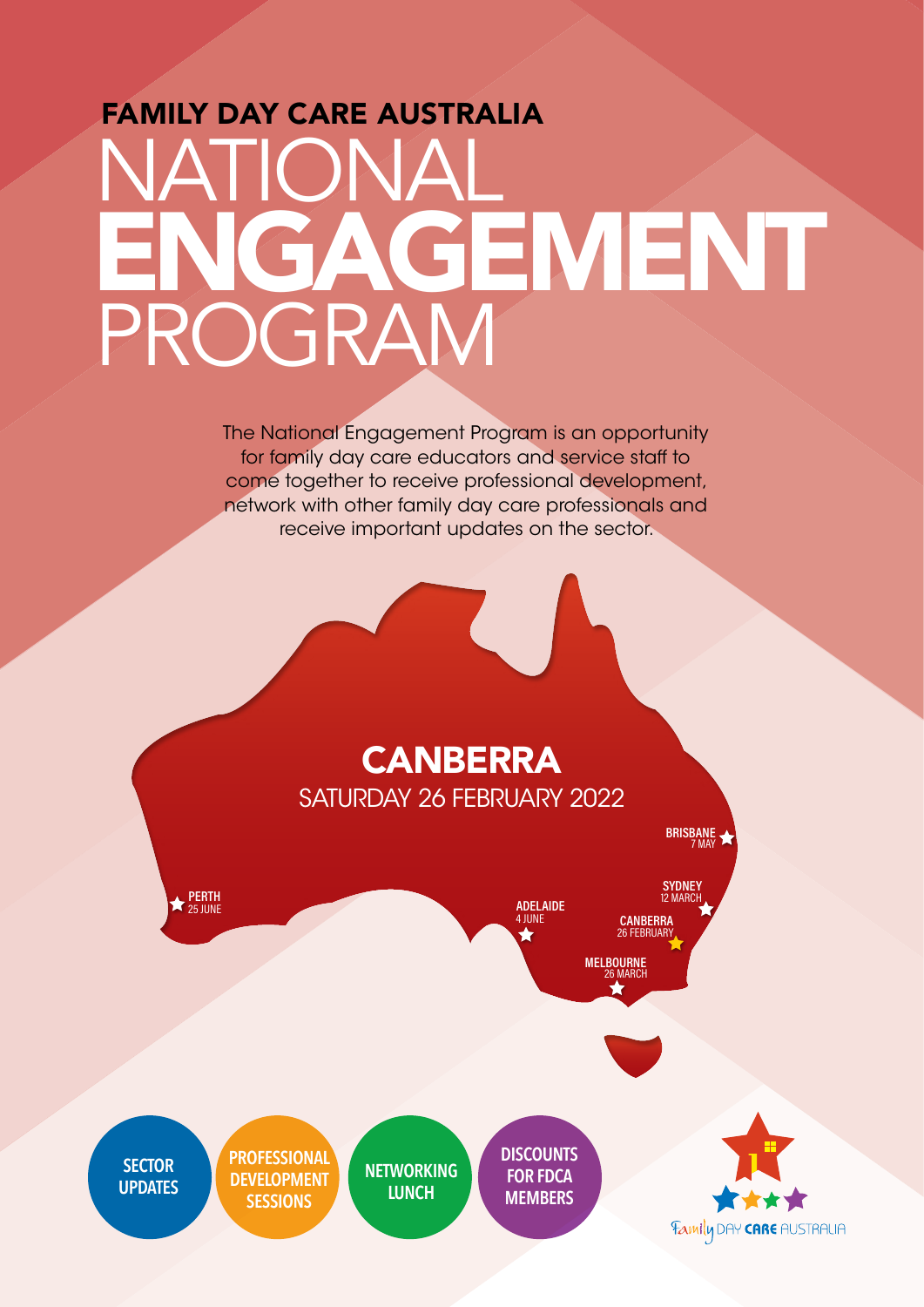## FAMILY DAY CARE AUSTRALIA

# NATIONAL **ENGAGEMENT** PROGRAM

The National Engagement Program is an opportunity for family day care educators and service staff to come together to receive professional development, network with other family day care professionals and receive important updates on the sector.

## CANBERRA

SATURDAY 26 FEBRUARY 2022

- BRISBANE 7 MAY
- SYDNEY 12 MARCH
- PERTH 25 JUNE
- ADELAIDE 4 JUNE
- CANBERRA 26 FEBRUARY
- MELBOURNE 26 MARCH

**SECTOR UPDATES** | **PROFESSIONAL DEVELOPMENT SESSIONS** | **NETWORKING LUNCH** | **DISCOUNTS FOR FDCA MEMBERS**

Family DAY CARE AUSTRALIA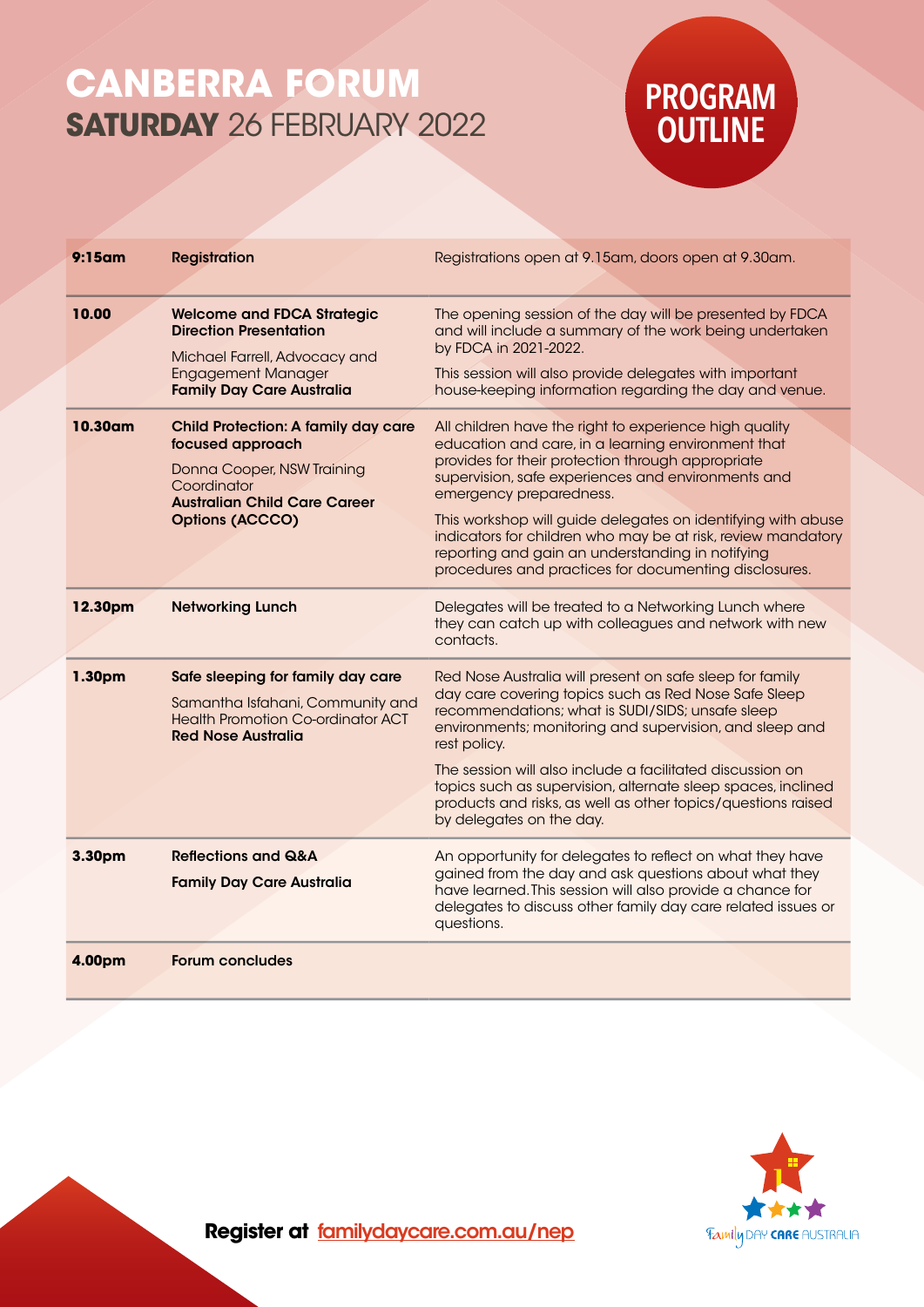# CANBERRA FORUM
## SATURDAY 26 FEBRUARY 2022

**PROGRAM OUTLINE**

| | | |
|---|---|---|
| **9:15am** | **Registration** | Registrations open at 9.15am, doors open at 9.30am. |
| **10.00** | **Welcome and FDCA Strategic Direction Presentation**<br><br>Michael Farrell, Advocacy and Engagement Manager<br>**Family Day Care Australia** | The opening session of the day will be presented by FDCA and will include a summary of the work being undertaken by FDCA in 2021-2022.<br><br>This session will also provide delegates with important house-keeping information regarding the day and venue. |
| **10.30am** | **Child Protection: A family day care focused approach**<br><br>Donna Cooper, NSW Training Coordinator<br>**Australian Child Care Career Options (ACCCO)** | All children have the right to experience high quality education and care, in a learning environment that provides for their protection through appropriate supervision, safe experiences and environments and emergency preparedness.<br><br>This workshop will guide delegates on identifying with abuse indicators for children who may be at risk, review mandatory reporting and gain an understanding in notifying procedures and practices for documenting disclosures. |
| **12.30pm** | **Networking Lunch** | Delegates will be treated to a Networking Lunch where they can catch up with colleagues and network with new contacts. |
| **1.30pm** | **Safe sleeping for family day care**<br><br>Samantha Isfahani, Community and Health Promotion Co-ordinator ACT<br>**Red Nose Australia** | Red Nose Australia will present on safe sleep for family day care covering topics such as Red Nose Safe Sleep recommendations; what is SUDI/SIDS; unsafe sleep environments; monitoring and supervision, and sleep and rest policy.<br><br>The session will also include a facilitated discussion on topics such as supervision, alternate sleep spaces, inclined products and risks, as well as other topics/questions raised by delegates on the day. |
| **3.30pm** | **Reflections and Q&A**<br><br>**Family Day Care Australia** | An opportunity for delegates to reflect on what they have gained from the day and ask questions about what they have learned. This session will also provide a chance for delegates to discuss other family day care related issues or questions. |
| **4.00pm** | **Forum concludes** | |

**Register at** familydaycare.com.au/nep

Family DAY CARE AUSTRALIA